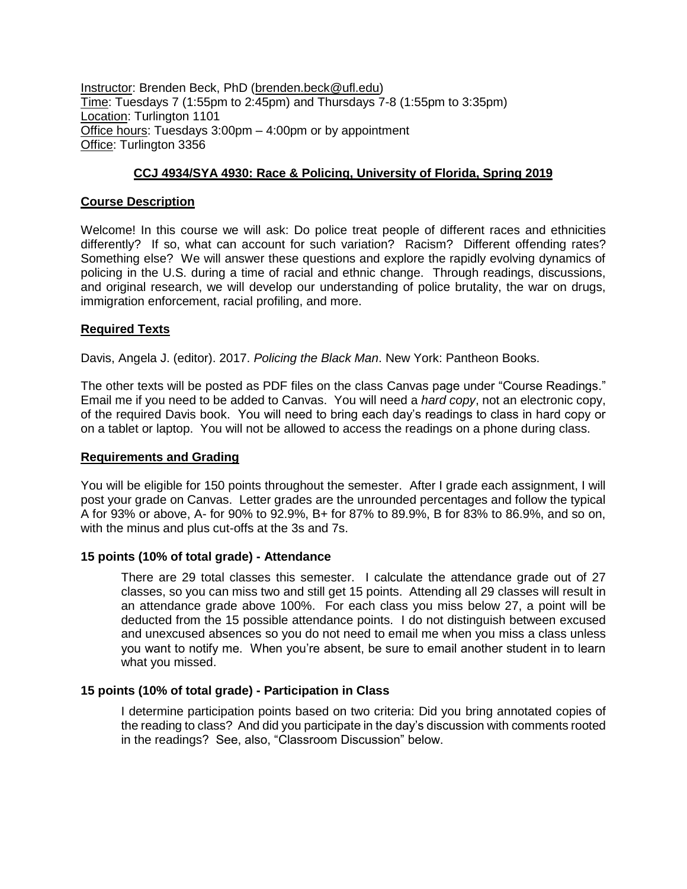Instructor: Brenden Beck, PhD (brenden.beck@ufl.edu)
Time: Tuesdays 7 (1:55pm to 2:45pm) and Thursdays 7-8 (1:55pm to 3:35pm)
Location: Turlington 1101
Office hours: Tuesdays 3:00pm – 4:00pm or by appointment
Office: Turlington 3356

## CCJ 4934/SYA 4930: Race & Policing, University of Florida, Spring 2019

### Course Description

Welcome! In this course we will ask: Do police treat people of different races and ethnicities differently? If so, what can account for such variation? Racism? Different offending rates? Something else? We will answer these questions and explore the rapidly evolving dynamics of policing in the U.S. during a time of racial and ethnic change. Through readings, discussions, and original research, we will develop our understanding of police brutality, the war on drugs, immigration enforcement, racial profiling, and more.

### Required Texts

Davis, Angela J. (editor). 2017. *Policing the Black Man*. New York: Pantheon Books.

The other texts will be posted as PDF files on the class Canvas page under "Course Readings." Email me if you need to be added to Canvas. You will need a *hard copy*, not an electronic copy, of the required Davis book. You will need to bring each day's readings to class in hard copy or on a tablet or laptop. You will not be allowed to access the readings on a phone during class.

### Requirements and Grading

You will be eligible for 150 points throughout the semester. After I grade each assignment, I will post your grade on Canvas. Letter grades are the unrounded percentages and follow the typical A for 93% or above, A- for 90% to 92.9%, B+ for 87% to 89.9%, B for 83% to 86.9%, and so on, with the minus and plus cut-offs at the 3s and 7s.

#### 15 points (10% of total grade) - Attendance

There are 29 total classes this semester. I calculate the attendance grade out of 27 classes, so you can miss two and still get 15 points. Attending all 29 classes will result in an attendance grade above 100%. For each class you miss below 27, a point will be deducted from the 15 possible attendance points. I do not distinguish between excused and unexcused absences so you do not need to email me when you miss a class unless you want to notify me. When you're absent, be sure to email another student in to learn what you missed.

#### 15 points (10% of total grade) - Participation in Class

I determine participation points based on two criteria: Did you bring annotated copies of the reading to class? And did you participate in the day's discussion with comments rooted in the readings? See, also, "Classroom Discussion" below.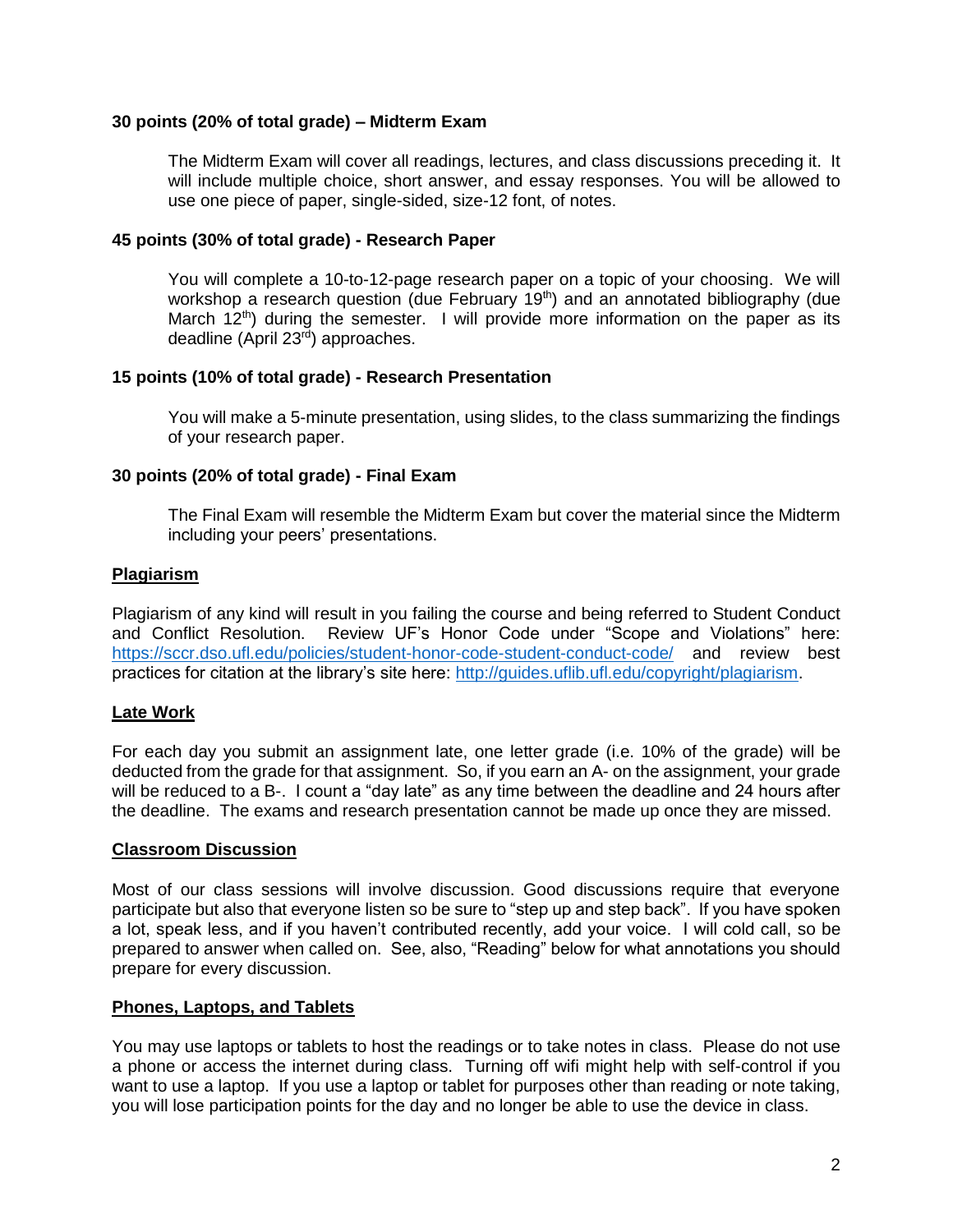**30 points (20% of total grade) – Midterm Exam**

The Midterm Exam will cover all readings, lectures, and class discussions preceding it. It will include multiple choice, short answer, and essay responses. You will be allowed to use one piece of paper, single-sided, size-12 font, of notes.

**45 points (30% of total grade) - Research Paper**

You will complete a 10-to-12-page research paper on a topic of your choosing. We will workshop a research question (due February 19th) and an annotated bibliography (due March 12th) during the semester. I will provide more information on the paper as its deadline (April 23rd) approaches.

**15 points (10% of total grade) - Research Presentation**

You will make a 5-minute presentation, using slides, to the class summarizing the findings of your research paper.

**30 points (20% of total grade) - Final Exam**

The Final Exam will resemble the Midterm Exam but cover the material since the Midterm including your peers' presentations.

**Plagiarism**

Plagiarism of any kind will result in you failing the course and being referred to Student Conduct and Conflict Resolution. Review UF's Honor Code under "Scope and Violations" here: https://sccr.dso.ufl.edu/policies/student-honor-code-student-conduct-code/ and review best practices for citation at the library's site here: http://guides.uflib.ufl.edu/copyright/plagiarism.

**Late Work**

For each day you submit an assignment late, one letter grade (i.e. 10% of the grade) will be deducted from the grade for that assignment. So, if you earn an A- on the assignment, your grade will be reduced to a B-. I count a "day late" as any time between the deadline and 24 hours after the deadline. The exams and research presentation cannot be made up once they are missed.

**Classroom Discussion**

Most of our class sessions will involve discussion. Good discussions require that everyone participate but also that everyone listen so be sure to "step up and step back". If you have spoken a lot, speak less, and if you haven't contributed recently, add your voice. I will cold call, so be prepared to answer when called on. See, also, "Reading" below for what annotations you should prepare for every discussion.

**Phones, Laptops, and Tablets**

You may use laptops or tablets to host the readings or to take notes in class. Please do not use a phone or access the internet during class. Turning off wifi might help with self-control if you want to use a laptop. If you use a laptop or tablet for purposes other than reading or note taking, you will lose participation points for the day and no longer be able to use the device in class.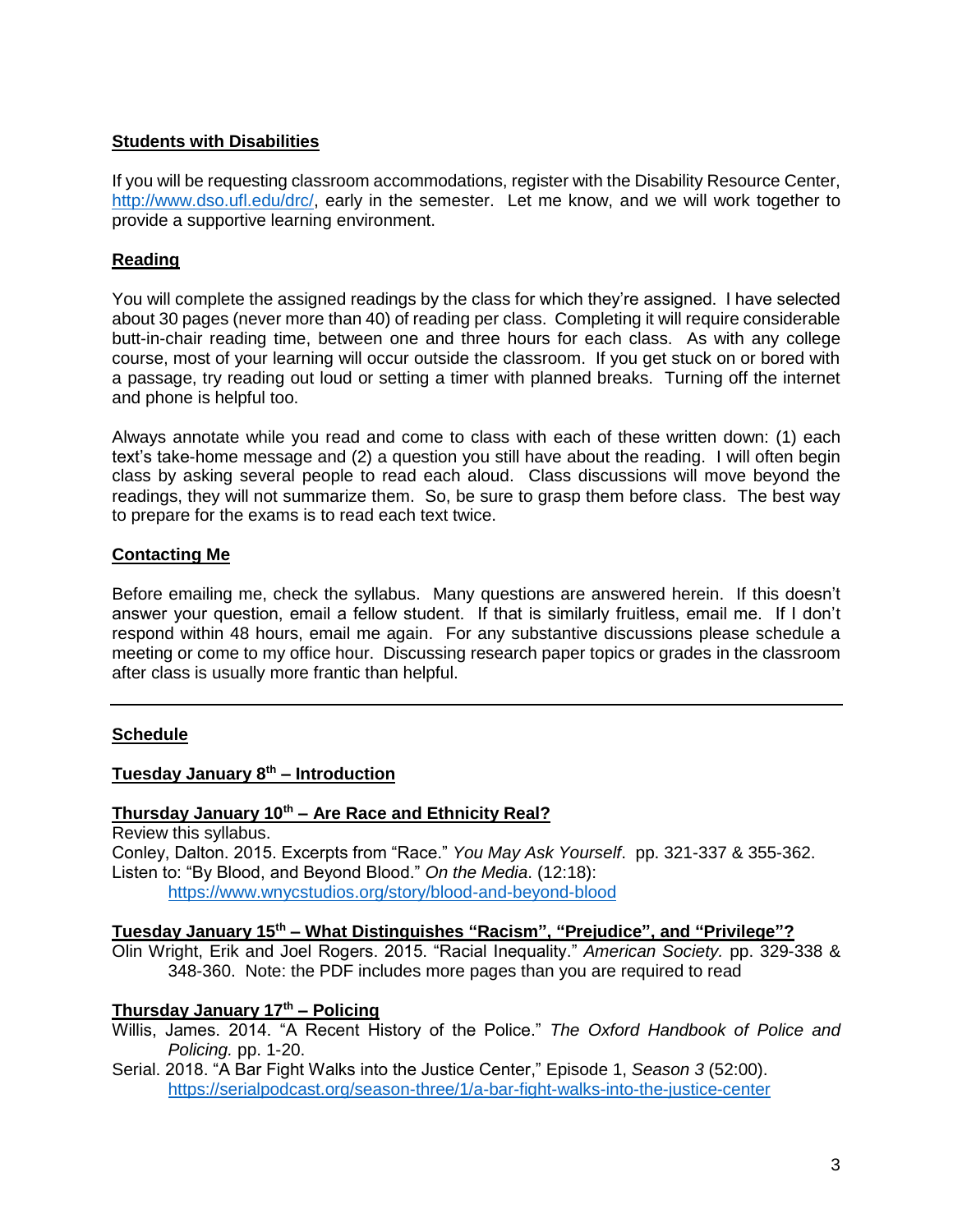**Students with Disabilities**

If you will be requesting classroom accommodations, register with the Disability Resource Center, http://www.dso.ufl.edu/drc/, early in the semester. Let me know, and we will work together to provide a supportive learning environment.

**Reading**

You will complete the assigned readings by the class for which they're assigned. I have selected about 30 pages (never more than 40) of reading per class. Completing it will require considerable butt-in-chair reading time, between one and three hours for each class. As with any college course, most of your learning will occur outside the classroom. If you get stuck on or bored with a passage, try reading out loud or setting a timer with planned breaks. Turning off the internet and phone is helpful too.

Always annotate while you read and come to class with each of these written down: (1) each text's take-home message and (2) a question you still have about the reading. I will often begin class by asking several people to read each aloud. Class discussions will move beyond the readings, they will not summarize them. So, be sure to grasp them before class. The best way to prepare for the exams is to read each text twice.

**Contacting Me**

Before emailing me, check the syllabus. Many questions are answered herein. If this doesn't answer your question, email a fellow student. If that is similarly fruitless, email me. If I don't respond within 48 hours, email me again. For any substantive discussions please schedule a meeting or come to my office hour. Discussing research paper topics or grades in the classroom after class is usually more frantic than helpful.

---

**Schedule**

**Tuesday January 8th – Introduction**

**Thursday January 10th – Are Race and Ethnicity Real?**

Review this syllabus.
Conley, Dalton. 2015. Excerpts from "Race." *You May Ask Yourself*. pp. 321-337 & 355-362.
Listen to: "By Blood, and Beyond Blood." *On the Media*. (12:18):
https://www.wnycstudios.org/story/blood-and-beyond-blood

**Tuesday January 15th – What Distinguishes "Racism", "Prejudice", and "Privilege"?**

Olin Wright, Erik and Joel Rogers. 2015. "Racial Inequality." *American Society.* pp. 329-338 & 348-360. Note: the PDF includes more pages than you are required to read

**Thursday January 17th – Policing**

Willis, James. 2014. "A Recent History of the Police." *The Oxford Handbook of Police and Policing.* pp. 1-20.
Serial. 2018. "A Bar Fight Walks into the Justice Center," Episode 1, *Season 3* (52:00).
https://serialpodcast.org/season-three/1/a-bar-fight-walks-into-the-justice-center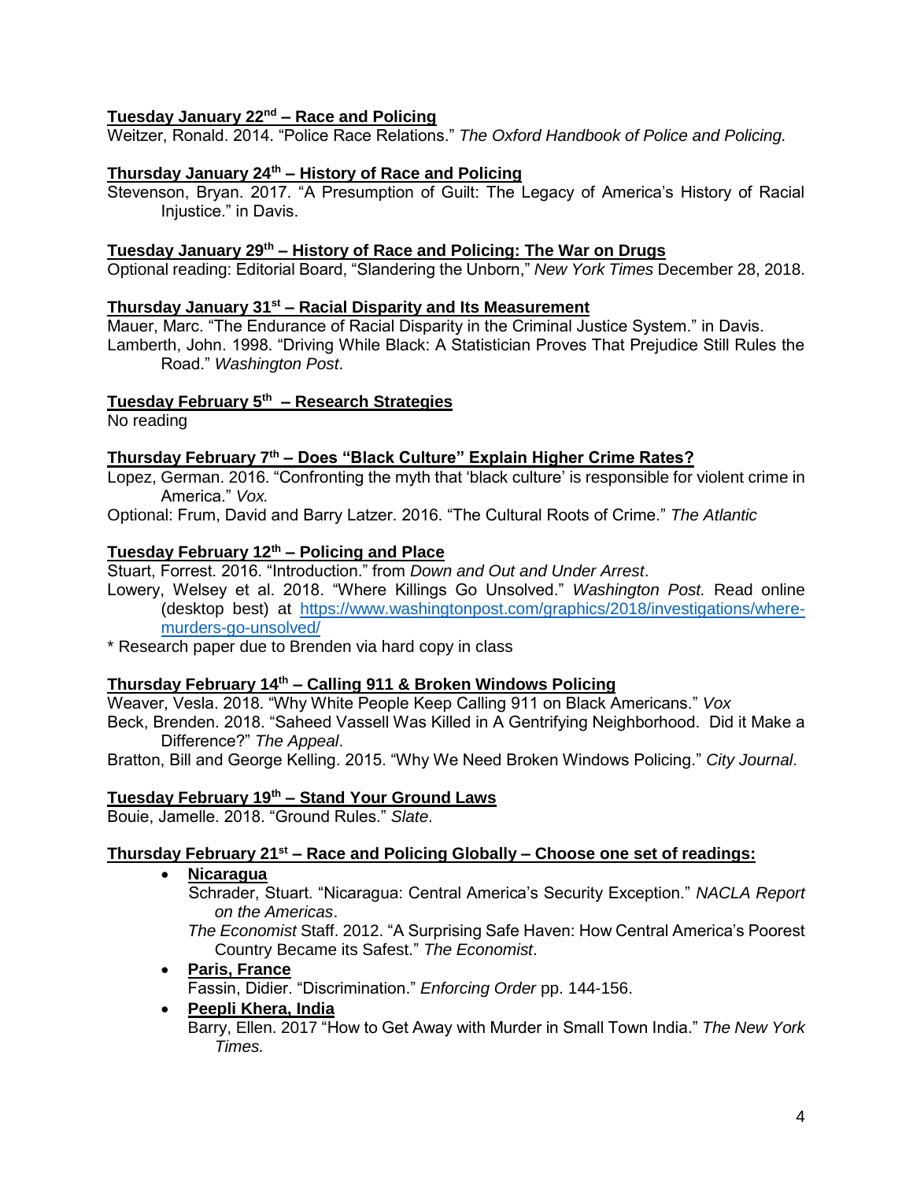**Tuesday January 22nd – Race and Policing**

Weitzer, Ronald. 2014. "Police Race Relations." *The Oxford Handbook of Police and Policing.*

**Thursday January 24th – History of Race and Policing**

Stevenson, Bryan. 2017. "A Presumption of Guilt: The Legacy of America's History of Racial Injustice." in Davis.

**Tuesday January 29th – History of Race and Policing: The War on Drugs**

Optional reading: Editorial Board, "Slandering the Unborn," *New York Times* December 28, 2018.

**Thursday January 31st – Racial Disparity and Its Measurement**

Mauer, Marc. "The Endurance of Racial Disparity in the Criminal Justice System." in Davis.

Lamberth, John. 1998. "Driving While Black: A Statistician Proves That Prejudice Still Rules the Road." *Washington Post*.

**Tuesday February 5th – Research Strategies**

No reading

**Thursday February 7th – Does "Black Culture" Explain Higher Crime Rates?**

Lopez, German. 2016. "Confronting the myth that 'black culture' is responsible for violent crime in America." *Vox.*

Optional: Frum, David and Barry Latzer. 2016. "The Cultural Roots of Crime." *The Atlantic*

**Tuesday February 12th – Policing and Place**

Stuart, Forrest. 2016. "Introduction." from *Down and Out and Under Arrest*.

Lowery, Welsey et al. 2018. "Where Killings Go Unsolved." *Washington Post.* Read online (desktop best) at https://www.washingtonpost.com/graphics/2018/investigations/where-murders-go-unsolved/

* Research paper due to Brenden via hard copy in class

**Thursday February 14th – Calling 911 & Broken Windows Policing**

Weaver, Vesla. 2018. "Why White People Keep Calling 911 on Black Americans." *Vox*

Beck, Brenden. 2018. "Saheed Vassell Was Killed in A Gentrifying Neighborhood. Did it Make a Difference?" *The Appeal*.

Bratton, Bill and George Kelling. 2015. "Why We Need Broken Windows Policing." *City Journal*.

**Tuesday February 19th – Stand Your Ground Laws**

Bouie, Jamelle. 2018. "Ground Rules." *Slate*.

**Thursday February 21st – Race and Policing Globally – Choose one set of readings:**

- **Nicaragua**

  Schrader, Stuart. "Nicaragua: Central America's Security Exception." *NACLA Report on the Americas*.

  *The Economist* Staff. 2012. "A Surprising Safe Haven: How Central America's Poorest Country Became its Safest." *The Economist*.

- **Paris, France**

  Fassin, Didier. "Discrimination." *Enforcing Order* pp. 144-156.

- **Peepli Khera, India**

  Barry, Ellen. 2017 "How to Get Away with Murder in Small Town India." *The New York Times.*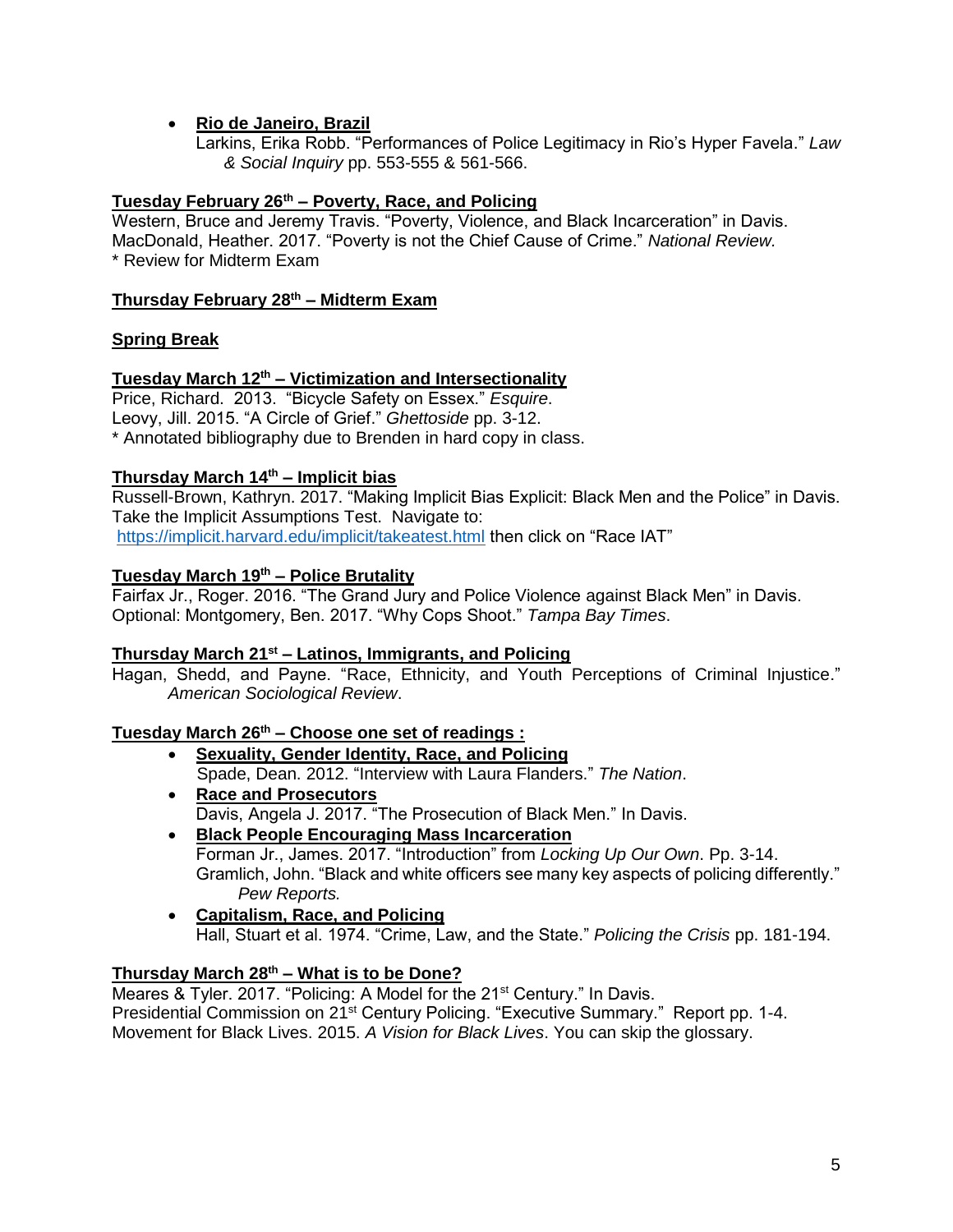- **Rio de Janeiro, Brazil**
  Larkins, Erika Robb. "Performances of Police Legitimacy in Rio's Hyper Favela." *Law & Social Inquiry* pp. 553-555 & 561-566.

**Tuesday February 26th – Poverty, Race, and Policing**

Western, Bruce and Jeremy Travis. "Poverty, Violence, and Black Incarceration" in Davis.
MacDonald, Heather. 2017. "Poverty is not the Chief Cause of Crime." *National Review.*
* Review for Midterm Exam

**Thursday February 28th – Midterm Exam**

**Spring Break**

**Tuesday March 12th – Victimization and Intersectionality**

Price, Richard. 2013. "Bicycle Safety on Essex." *Esquire*.
Leovy, Jill. 2015. "A Circle of Grief." *Ghettoside* pp. 3-12.
* Annotated bibliography due to Brenden in hard copy in class.

**Thursday March 14th – Implicit bias**

Russell-Brown, Kathryn. 2017. "Making Implicit Bias Explicit: Black Men and the Police" in Davis.
Take the Implicit Assumptions Test. Navigate to:
https://implicit.harvard.edu/implicit/takeatest.html then click on "Race IAT"

**Tuesday March 19th – Police Brutality**

Fairfax Jr., Roger. 2016. "The Grand Jury and Police Violence against Black Men" in Davis.
Optional: Montgomery, Ben. 2017. "Why Cops Shoot." *Tampa Bay Times*.

**Thursday March 21st – Latinos, Immigrants, and Policing**

Hagan, Shedd, and Payne. "Race, Ethnicity, and Youth Perceptions of Criminal Injustice." *American Sociological Review*.

**Tuesday March 26th – Choose one set of readings :**

- **Sexuality, Gender Identity, Race, and Policing**
  Spade, Dean. 2012. "Interview with Laura Flanders." *The Nation*.
- **Race and Prosecutors**
  Davis, Angela J. 2017. "The Prosecution of Black Men." In Davis.
- **Black People Encouraging Mass Incarceration**
  Forman Jr., James. 2017. "Introduction" from *Locking Up Our Own*. Pp. 3-14.
  Gramlich, John. "Black and white officers see many key aspects of policing differently." *Pew Reports.*
- **Capitalism, Race, and Policing**
  Hall, Stuart et al. 1974. "Crime, Law, and the State." *Policing the Crisis* pp. 181-194.

**Thursday March 28th – What is to be Done?**

Meares & Tyler. 2017. "Policing: A Model for the 21st Century." In Davis.
Presidential Commission on 21st Century Policing. "Executive Summary." Report pp. 1-4.
Movement for Black Lives. 2015. *A Vision for Black Lives*. You can skip the glossary.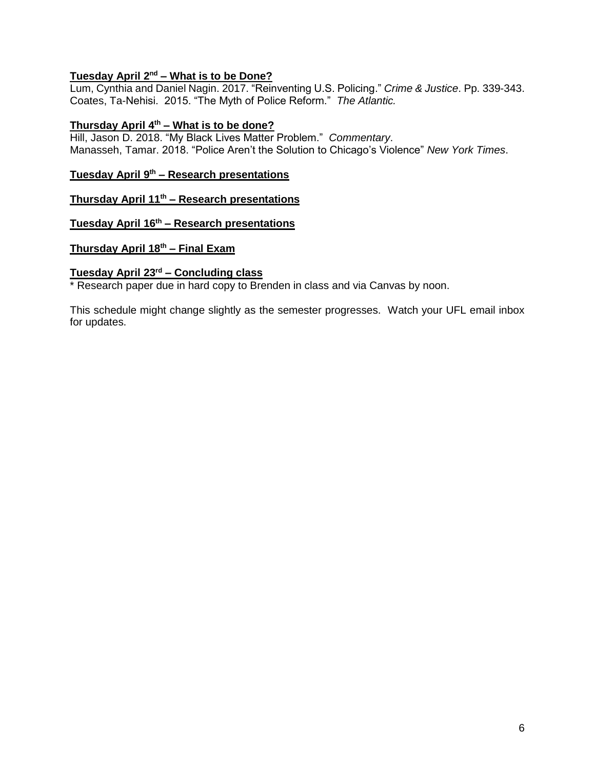**Tuesday April 2nd – What is to be Done?**

Lum, Cynthia and Daniel Nagin. 2017. "Reinventing U.S. Policing." *Crime & Justice*. Pp. 339-343.
Coates, Ta-Nehisi. 2015. "The Myth of Police Reform." *The Atlantic.*

**Thursday April 4th – What is to be done?**

Hill, Jason D. 2018. "My Black Lives Matter Problem." *Commentary*.
Manasseh, Tamar. 2018. "Police Aren't the Solution to Chicago's Violence" *New York Times*.

**Tuesday April 9th – Research presentations**

**Thursday April 11th – Research presentations**

**Tuesday April 16th – Research presentations**

**Thursday April 18th – Final Exam**

**Tuesday April 23rd – Concluding class**

* Research paper due in hard copy to Brenden in class and via Canvas by noon.

This schedule might change slightly as the semester progresses. Watch your UFL email inbox for updates.